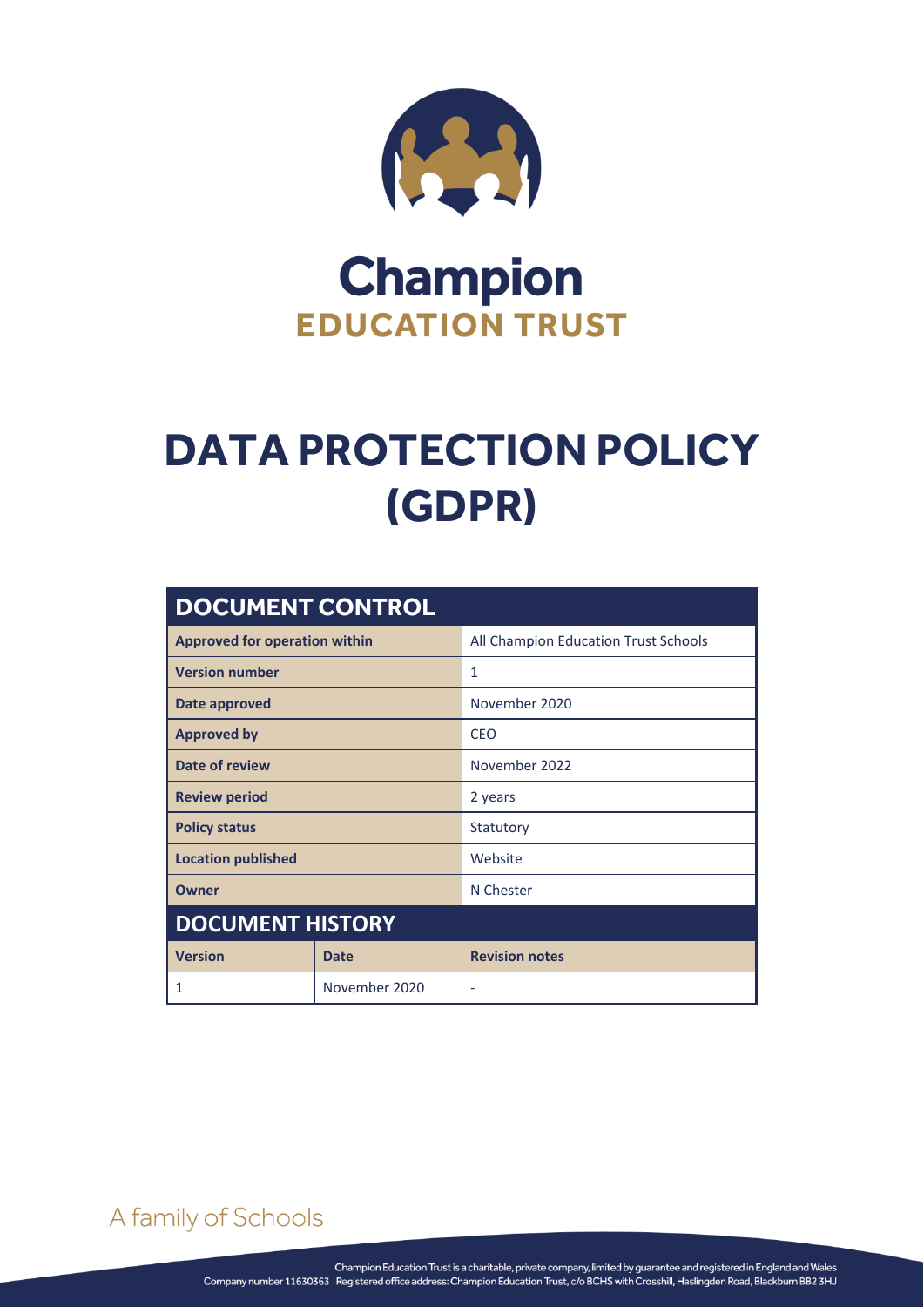Champion
EDUCATION TRUST

# DATA PROTECTION POLICY (GDPR)

| DOCUMENT CONTROL | | |
|---|---|---|
| **Approved for operation within** | | All Champion Education Trust Schools |
| **Version number** | | 1 |
| **Date approved** | | November 2020 |
| **Approved by** | | CEO |
| **Date of review** | | November 2022 |
| **Review period** | | 2 years |
| **Policy status** | | Statutory |
| **Location published** | | Website |
| **Owner** | | N Chester |
| **DOCUMENT HISTORY** | | |
| **Version** | **Date** | **Revision notes** |
| 1 | November 2020 | - |

A family of Schools

Champion Education Trust is a charitable, private company, limited by guarantee and registered in England and Wales
Company number 11630363 Registered office address: Champion Education Trust, c/o BCHS with Crosshill, Haslingden Road, Blackburn BB2 3HJ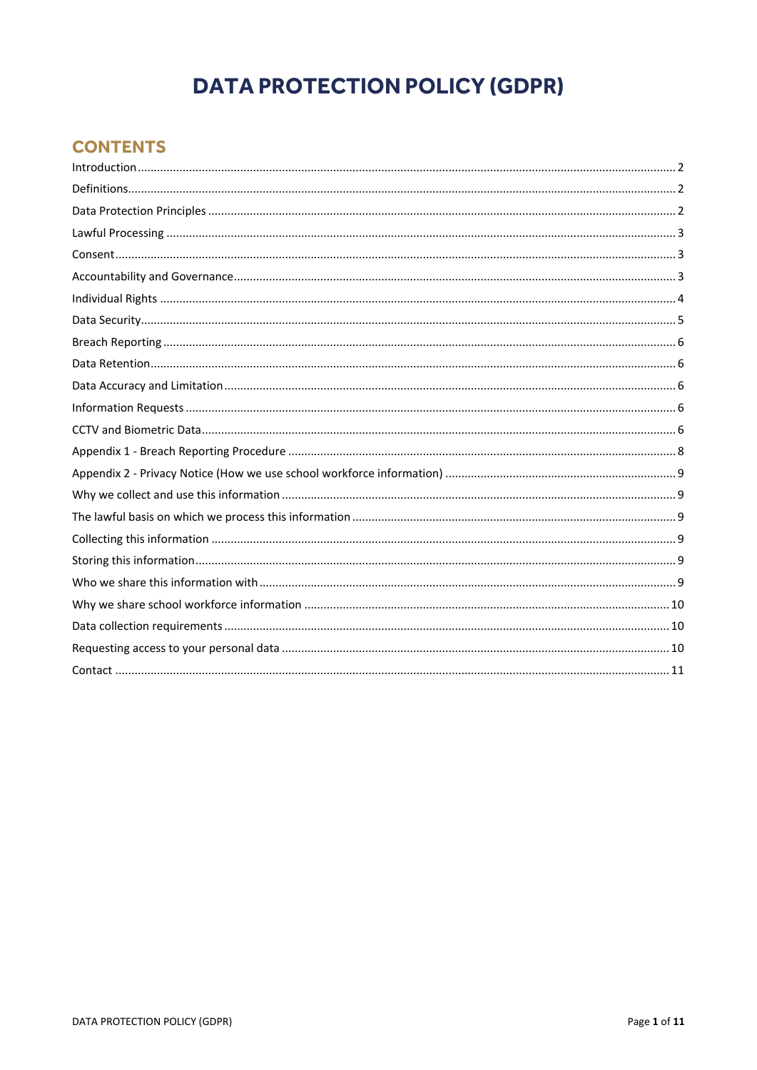# DATA PROTECTION POLICY (GDPR)

## CONTENTS

Introduction ........ 2

Definitions ........ 2

Data Protection Principles ........ 2

Lawful Processing ........ 3

Consent ........ 3

Accountability and Governance ........ 3

Individual Rights ........ 4

Data Security ........ 5

Breach Reporting ........ 6

Data Retention ........ 6

Data Accuracy and Limitation ........ 6

Information Requests ........ 6

CCTV and Biometric Data ........ 6

Appendix 1 - Breach Reporting Procedure ........ 8

Appendix 2 - Privacy Notice (How we use school workforce information) ........ 9

Why we collect and use this information ........ 9

The lawful basis on which we process this information ........ 9

Collecting this information ........ 9

Storing this information ........ 9

Who we share this information with ........ 9

Why we share school workforce information ........ 10

Data collection requirements ........ 10

Requesting access to your personal data ........ 10

Contact ........ 11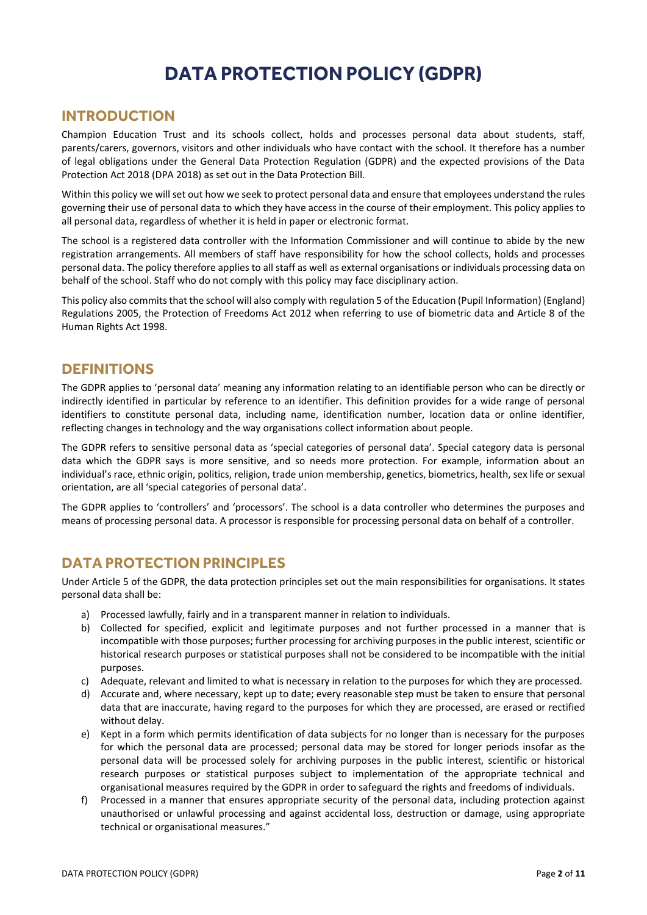# DATA PROTECTION POLICY (GDPR)

## INTRODUCTION

Champion Education Trust and its schools collect, holds and processes personal data about students, staff, parents/carers, governors, visitors and other individuals who have contact with the school. It therefore has a number of legal obligations under the General Data Protection Regulation (GDPR) and the expected provisions of the Data Protection Act 2018 (DPA 2018) as set out in the Data Protection Bill.

Within this policy we will set out how we seek to protect personal data and ensure that employees understand the rules governing their use of personal data to which they have access in the course of their employment. This policy applies to all personal data, regardless of whether it is held in paper or electronic format.

The school is a registered data controller with the Information Commissioner and will continue to abide by the new registration arrangements. All members of staff have responsibility for how the school collects, holds and processes personal data. The policy therefore applies to all staff as well as external organisations or individuals processing data on behalf of the school. Staff who do not comply with this policy may face disciplinary action.

This policy also commits that the school will also comply with regulation 5 of the Education (Pupil Information) (England) Regulations 2005, the Protection of Freedoms Act 2012 when referring to use of biometric data and Article 8 of the Human Rights Act 1998.

## DEFINITIONS

The GDPR applies to 'personal data' meaning any information relating to an identifiable person who can be directly or indirectly identified in particular by reference to an identifier. This definition provides for a wide range of personal identifiers to constitute personal data, including name, identification number, location data or online identifier, reflecting changes in technology and the way organisations collect information about people.

The GDPR refers to sensitive personal data as 'special categories of personal data'. Special category data is personal data which the GDPR says is more sensitive, and so needs more protection. For example, information about an individual's race, ethnic origin, politics, religion, trade union membership, genetics, biometrics, health, sex life or sexual orientation, are all 'special categories of personal data'.

The GDPR applies to 'controllers' and 'processors'. The school is a data controller who determines the purposes and means of processing personal data. A processor is responsible for processing personal data on behalf of a controller.

## DATA PROTECTION PRINCIPLES

Under Article 5 of the GDPR, the data protection principles set out the main responsibilities for organisations. It states personal data shall be:

a) Processed lawfully, fairly and in a transparent manner in relation to individuals.
b) Collected for specified, explicit and legitimate purposes and not further processed in a manner that is incompatible with those purposes; further processing for archiving purposes in the public interest, scientific or historical research purposes or statistical purposes shall not be considered to be incompatible with the initial purposes.
c) Adequate, relevant and limited to what is necessary in relation to the purposes for which they are processed.
d) Accurate and, where necessary, kept up to date; every reasonable step must be taken to ensure that personal data that are inaccurate, having regard to the purposes for which they are processed, are erased or rectified without delay.
e) Kept in a form which permits identification of data subjects for no longer than is necessary for the purposes for which the personal data are processed; personal data may be stored for longer periods insofar as the personal data will be processed solely for archiving purposes in the public interest, scientific or historical research purposes or statistical purposes subject to implementation of the appropriate technical and organisational measures required by the GDPR in order to safeguard the rights and freedoms of individuals.
f) Processed in a manner that ensures appropriate security of the personal data, including protection against unauthorised or unlawful processing and against accidental loss, destruction or damage, using appropriate technical or organisational measures."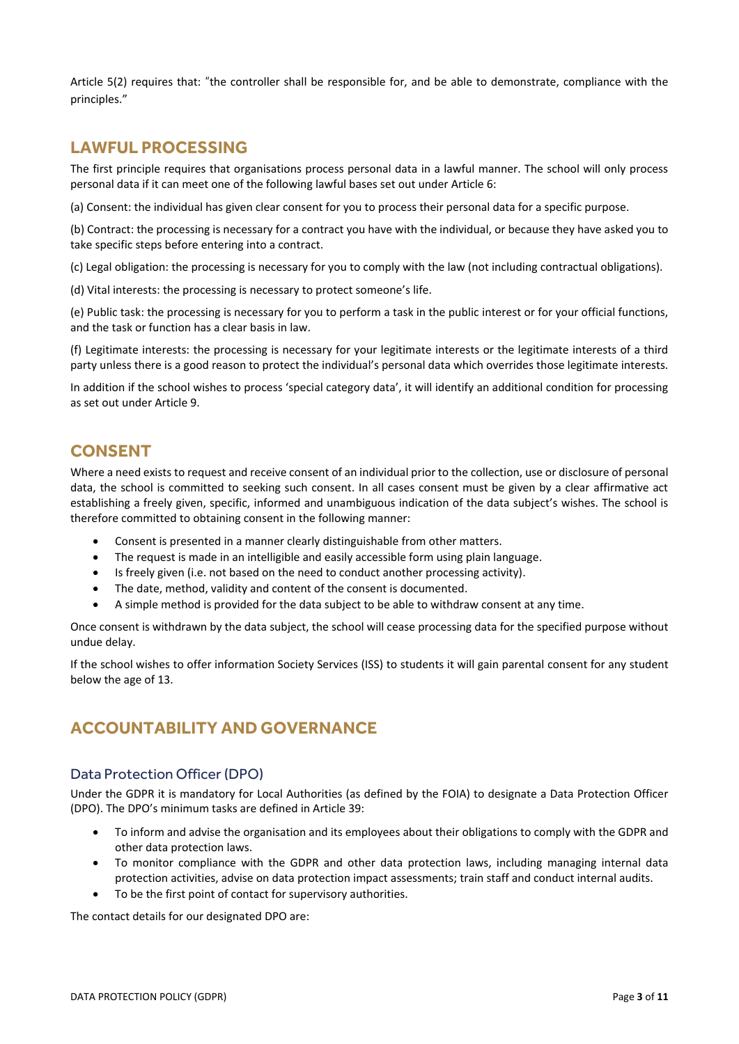Article 5(2) requires that: "the controller shall be responsible for, and be able to demonstrate, compliance with the principles."

## LAWFUL PROCESSING

The first principle requires that organisations process personal data in a lawful manner. The school will only process personal data if it can meet one of the following lawful bases set out under Article 6:

(a) Consent: the individual has given clear consent for you to process their personal data for a specific purpose.

(b) Contract: the processing is necessary for a contract you have with the individual, or because they have asked you to take specific steps before entering into a contract.

(c) Legal obligation: the processing is necessary for you to comply with the law (not including contractual obligations).

(d) Vital interests: the processing is necessary to protect someone's life.

(e) Public task: the processing is necessary for you to perform a task in the public interest or for your official functions, and the task or function has a clear basis in law.

(f) Legitimate interests: the processing is necessary for your legitimate interests or the legitimate interests of a third party unless there is a good reason to protect the individual's personal data which overrides those legitimate interests.

In addition if the school wishes to process 'special category data', it will identify an additional condition for processing as set out under Article 9.

## CONSENT

Where a need exists to request and receive consent of an individual prior to the collection, use or disclosure of personal data, the school is committed to seeking such consent. In all cases consent must be given by a clear affirmative act establishing a freely given, specific, informed and unambiguous indication of the data subject's wishes. The school is therefore committed to obtaining consent in the following manner:

- Consent is presented in a manner clearly distinguishable from other matters.
- The request is made in an intelligible and easily accessible form using plain language.
- Is freely given (i.e. not based on the need to conduct another processing activity).
- The date, method, validity and content of the consent is documented.
- A simple method is provided for the data subject to be able to withdraw consent at any time.

Once consent is withdrawn by the data subject, the school will cease processing data for the specified purpose without undue delay.

If the school wishes to offer information Society Services (ISS) to students it will gain parental consent for any student below the age of 13.

## ACCOUNTABILITY AND GOVERNANCE

### Data Protection Officer (DPO)

Under the GDPR it is mandatory for Local Authorities (as defined by the FOIA) to designate a Data Protection Officer (DPO). The DPO's minimum tasks are defined in Article 39:

- To inform and advise the organisation and its employees about their obligations to comply with the GDPR and other data protection laws.
- To monitor compliance with the GDPR and other data protection laws, including managing internal data protection activities, advise on data protection impact assessments; train staff and conduct internal audits.
- To be the first point of contact for supervisory authorities.

The contact details for our designated DPO are: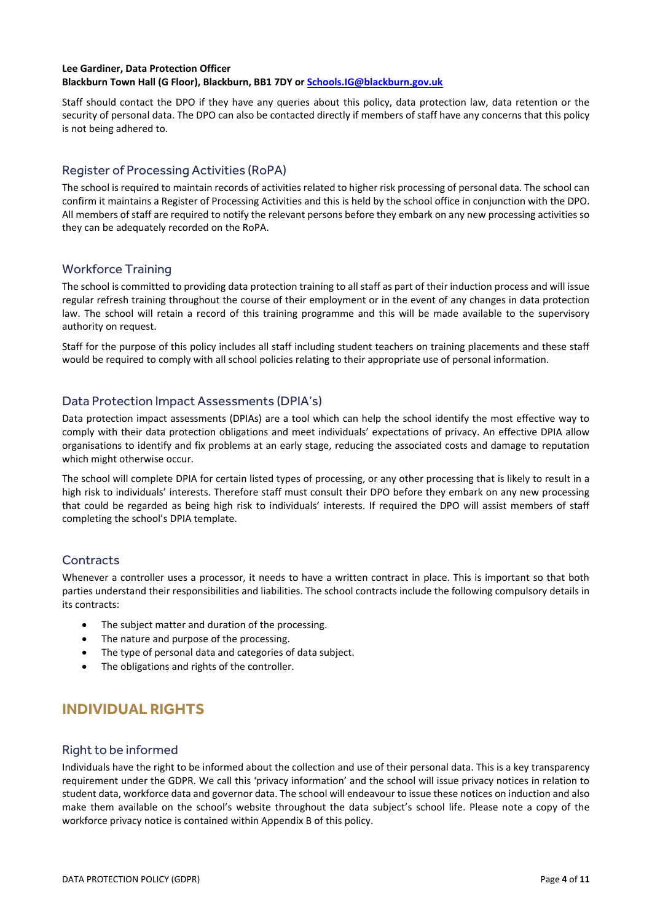**Lee Gardiner, Data Protection Officer**
**Blackburn Town Hall (G Floor), Blackburn, BB1 7DY or [Schools.IG@blackburn.gov.uk](mailto:Schools.IG@blackburn.gov.uk)**

Staff should contact the DPO if they have any queries about this policy, data protection law, data retention or the security of personal data. The DPO can also be contacted directly if members of staff have any concerns that this policy is not being adhered to.

### Register of Processing Activities (RoPA)

The school is required to maintain records of activities related to higher risk processing of personal data. The school can confirm it maintains a Register of Processing Activities and this is held by the school office in conjunction with the DPO. All members of staff are required to notify the relevant persons before they embark on any new processing activities so they can be adequately recorded on the RoPA.

### Workforce Training

The school is committed to providing data protection training to all staff as part of their induction process and will issue regular refresh training throughout the course of their employment or in the event of any changes in data protection law. The school will retain a record of this training programme and this will be made available to the supervisory authority on request.

Staff for the purpose of this policy includes all staff including student teachers on training placements and these staff would be required to comply with all school policies relating to their appropriate use of personal information.

### Data Protection Impact Assessments (DPIA's)

Data protection impact assessments (DPIAs) are a tool which can help the school identify the most effective way to comply with their data protection obligations and meet individuals' expectations of privacy. An effective DPIA allow organisations to identify and fix problems at an early stage, reducing the associated costs and damage to reputation which might otherwise occur.

The school will complete DPIA for certain listed types of processing, or any other processing that is likely to result in a high risk to individuals' interests. Therefore staff must consult their DPO before they embark on any new processing that could be regarded as being high risk to individuals' interests. If required the DPO will assist members of staff completing the school's DPIA template.

### Contracts

Whenever a controller uses a processor, it needs to have a written contract in place. This is important so that both parties understand their responsibilities and liabilities. The school contracts include the following compulsory details in its contracts:

- The subject matter and duration of the processing.
- The nature and purpose of the processing.
- The type of personal data and categories of data subject.
- The obligations and rights of the controller.

## INDIVIDUAL RIGHTS

### Right to be informed

Individuals have the right to be informed about the collection and use of their personal data. This is a key transparency requirement under the GDPR. We call this 'privacy information' and the school will issue privacy notices in relation to student data, workforce data and governor data. The school will endeavour to issue these notices on induction and also make them available on the school's website throughout the data subject's school life. Please note a copy of the workforce privacy notice is contained within Appendix B of this policy.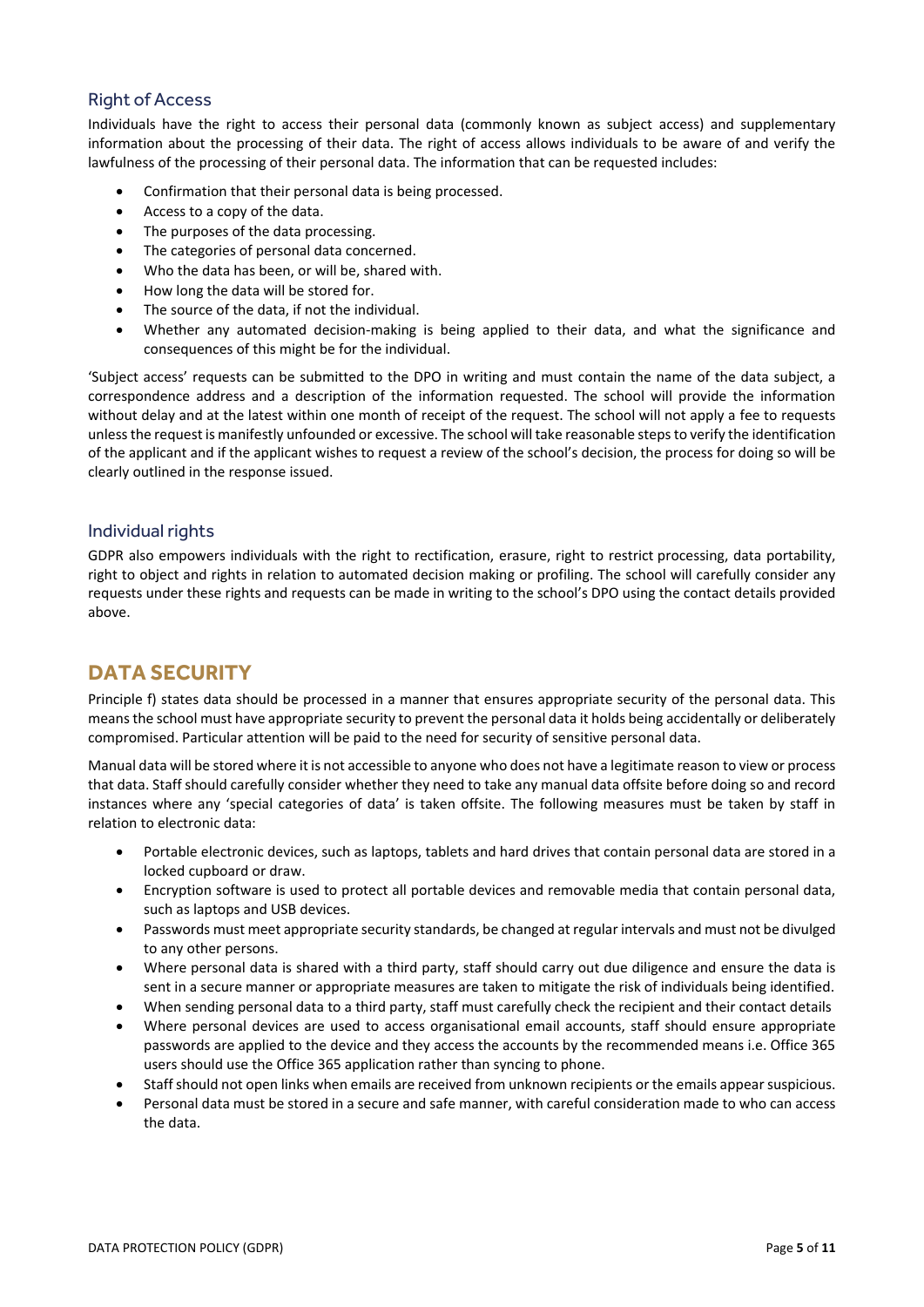### Right of Access

Individuals have the right to access their personal data (commonly known as subject access) and supplementary information about the processing of their data. The right of access allows individuals to be aware of and verify the lawfulness of the processing of their personal data. The information that can be requested includes:

- Confirmation that their personal data is being processed.
- Access to a copy of the data.
- The purposes of the data processing.
- The categories of personal data concerned.
- Who the data has been, or will be, shared with.
- How long the data will be stored for.
- The source of the data, if not the individual.
- Whether any automated decision-making is being applied to their data, and what the significance and consequences of this might be for the individual.

'Subject access' requests can be submitted to the DPO in writing and must contain the name of the data subject, a correspondence address and a description of the information requested. The school will provide the information without delay and at the latest within one month of receipt of the request. The school will not apply a fee to requests unless the request is manifestly unfounded or excessive. The school will take reasonable steps to verify the identification of the applicant and if the applicant wishes to request a review of the school's decision, the process for doing so will be clearly outlined in the response issued.

### Individual rights

GDPR also empowers individuals with the right to rectification, erasure, right to restrict processing, data portability, right to object and rights in relation to automated decision making or profiling. The school will carefully consider any requests under these rights and requests can be made in writing to the school's DPO using the contact details provided above.

## DATA SECURITY

Principle f) states data should be processed in a manner that ensures appropriate security of the personal data. This means the school must have appropriate security to prevent the personal data it holds being accidentally or deliberately compromised. Particular attention will be paid to the need for security of sensitive personal data.

Manual data will be stored where it is not accessible to anyone who does not have a legitimate reason to view or process that data. Staff should carefully consider whether they need to take any manual data offsite before doing so and record instances where any 'special categories of data' is taken offsite. The following measures must be taken by staff in relation to electronic data:

- Portable electronic devices, such as laptops, tablets and hard drives that contain personal data are stored in a locked cupboard or draw.
- Encryption software is used to protect all portable devices and removable media that contain personal data, such as laptops and USB devices.
- Passwords must meet appropriate security standards, be changed at regular intervals and must not be divulged to any other persons.
- Where personal data is shared with a third party, staff should carry out due diligence and ensure the data is sent in a secure manner or appropriate measures are taken to mitigate the risk of individuals being identified.
- When sending personal data to a third party, staff must carefully check the recipient and their contact details
- Where personal devices are used to access organisational email accounts, staff should ensure appropriate passwords are applied to the device and they access the accounts by the recommended means i.e. Office 365 users should use the Office 365 application rather than syncing to phone.
- Staff should not open links when emails are received from unknown recipients or the emails appear suspicious.
- Personal data must be stored in a secure and safe manner, with careful consideration made to who can access the data.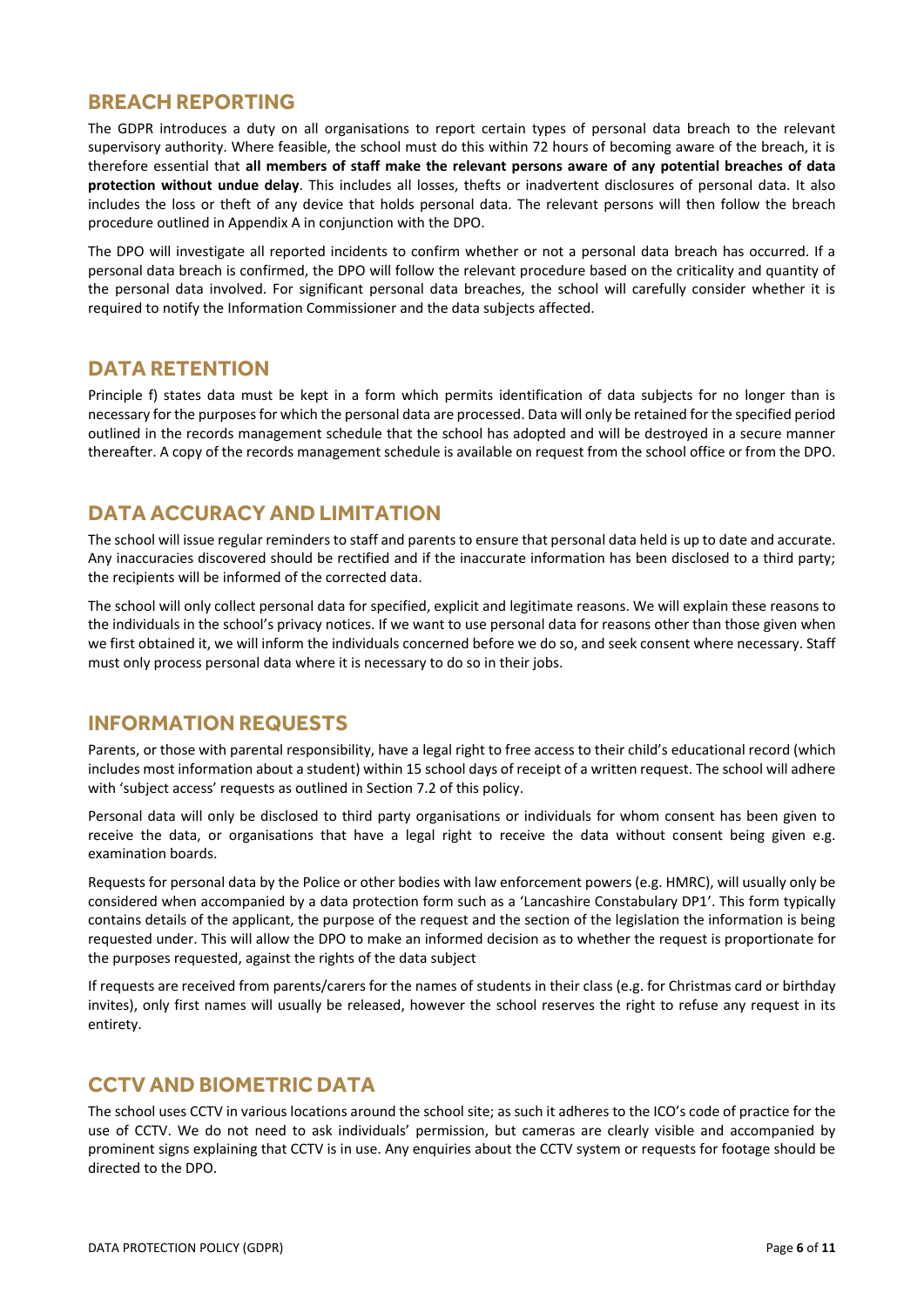## BREACH REPORTING

The GDPR introduces a duty on all organisations to report certain types of personal data breach to the relevant supervisory authority. Where feasible, the school must do this within 72 hours of becoming aware of the breach, it is therefore essential that **all members of staff make the relevant persons aware of any potential breaches of data protection without undue delay**. This includes all losses, thefts or inadvertent disclosures of personal data. It also includes the loss or theft of any device that holds personal data. The relevant persons will then follow the breach procedure outlined in Appendix A in conjunction with the DPO.

The DPO will investigate all reported incidents to confirm whether or not a personal data breach has occurred. If a personal data breach is confirmed, the DPO will follow the relevant procedure based on the criticality and quantity of the personal data involved. For significant personal data breaches, the school will carefully consider whether it is required to notify the Information Commissioner and the data subjects affected.

## DATA RETENTION

Principle f) states data must be kept in a form which permits identification of data subjects for no longer than is necessary for the purposes for which the personal data are processed. Data will only be retained for the specified period outlined in the records management schedule that the school has adopted and will be destroyed in a secure manner thereafter. A copy of the records management schedule is available on request from the school office or from the DPO.

## DATA ACCURACY AND LIMITATION

The school will issue regular reminders to staff and parents to ensure that personal data held is up to date and accurate. Any inaccuracies discovered should be rectified and if the inaccurate information has been disclosed to a third party; the recipients will be informed of the corrected data.

The school will only collect personal data for specified, explicit and legitimate reasons. We will explain these reasons to the individuals in the school's privacy notices. If we want to use personal data for reasons other than those given when we first obtained it, we will inform the individuals concerned before we do so, and seek consent where necessary. Staff must only process personal data where it is necessary to do so in their jobs.

## INFORMATION REQUESTS

Parents, or those with parental responsibility, have a legal right to free access to their child's educational record (which includes most information about a student) within 15 school days of receipt of a written request. The school will adhere with 'subject access' requests as outlined in Section 7.2 of this policy.

Personal data will only be disclosed to third party organisations or individuals for whom consent has been given to receive the data, or organisations that have a legal right to receive the data without consent being given e.g. examination boards.

Requests for personal data by the Police or other bodies with law enforcement powers (e.g. HMRC), will usually only be considered when accompanied by a data protection form such as a 'Lancashire Constabulary DP1'. This form typically contains details of the applicant, the purpose of the request and the section of the legislation the information is being requested under. This will allow the DPO to make an informed decision as to whether the request is proportionate for the purposes requested, against the rights of the data subject

If requests are received from parents/carers for the names of students in their class (e.g. for Christmas card or birthday invites), only first names will usually be released, however the school reserves the right to refuse any request in its entirety.

## CCTV AND BIOMETRIC DATA

The school uses CCTV in various locations around the school site; as such it adheres to the ICO's code of practice for the use of CCTV. We do not need to ask individuals' permission, but cameras are clearly visible and accompanied by prominent signs explaining that CCTV is in use. Any enquiries about the CCTV system or requests for footage should be directed to the DPO.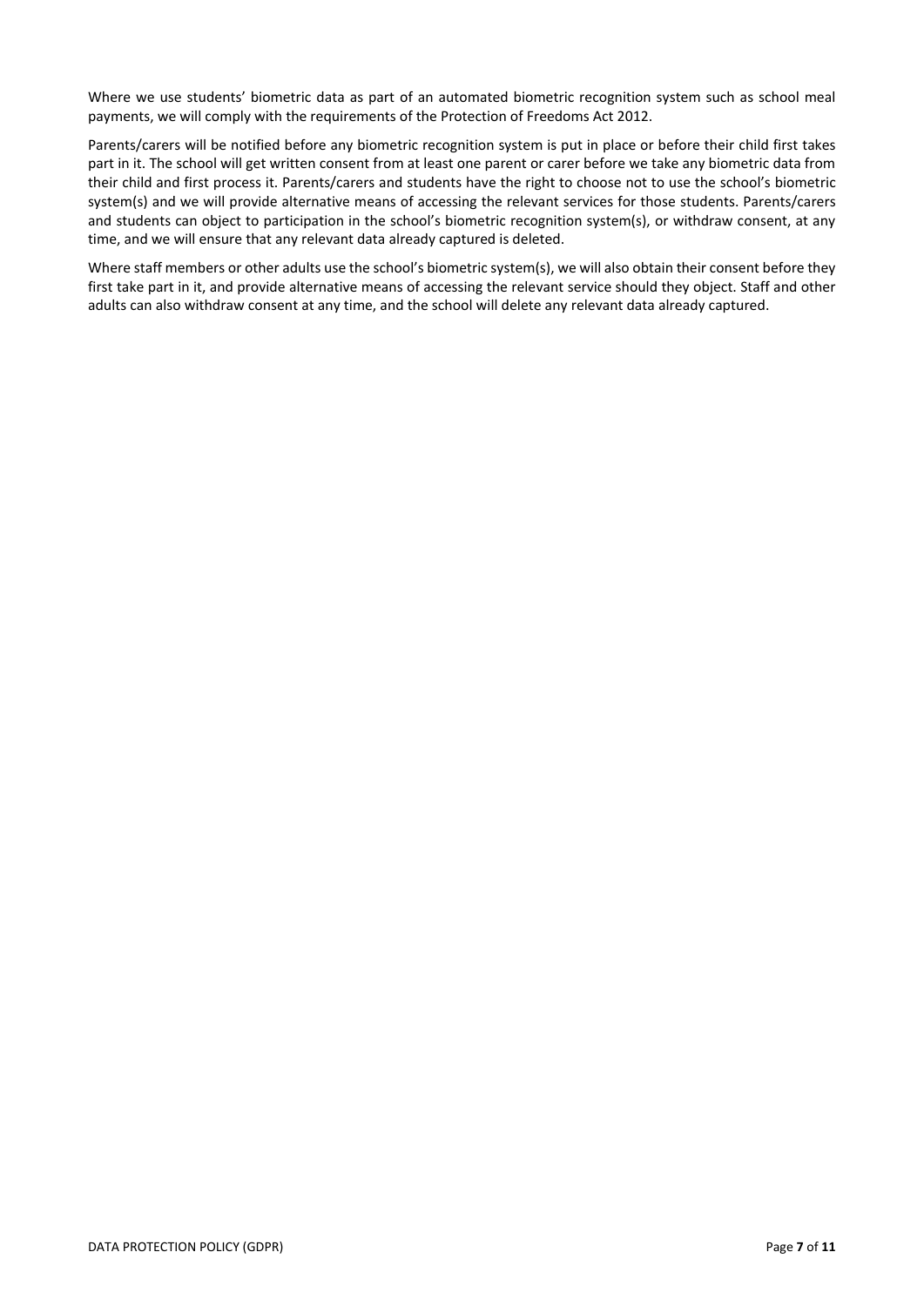Where we use students' biometric data as part of an automated biometric recognition system such as school meal payments, we will comply with the requirements of the Protection of Freedoms Act 2012.

Parents/carers will be notified before any biometric recognition system is put in place or before their child first takes part in it. The school will get written consent from at least one parent or carer before we take any biometric data from their child and first process it. Parents/carers and students have the right to choose not to use the school's biometric system(s) and we will provide alternative means of accessing the relevant services for those students. Parents/carers and students can object to participation in the school's biometric recognition system(s), or withdraw consent, at any time, and we will ensure that any relevant data already captured is deleted.

Where staff members or other adults use the school's biometric system(s), we will also obtain their consent before they first take part in it, and provide alternative means of accessing the relevant service should they object. Staff and other adults can also withdraw consent at any time, and the school will delete any relevant data already captured.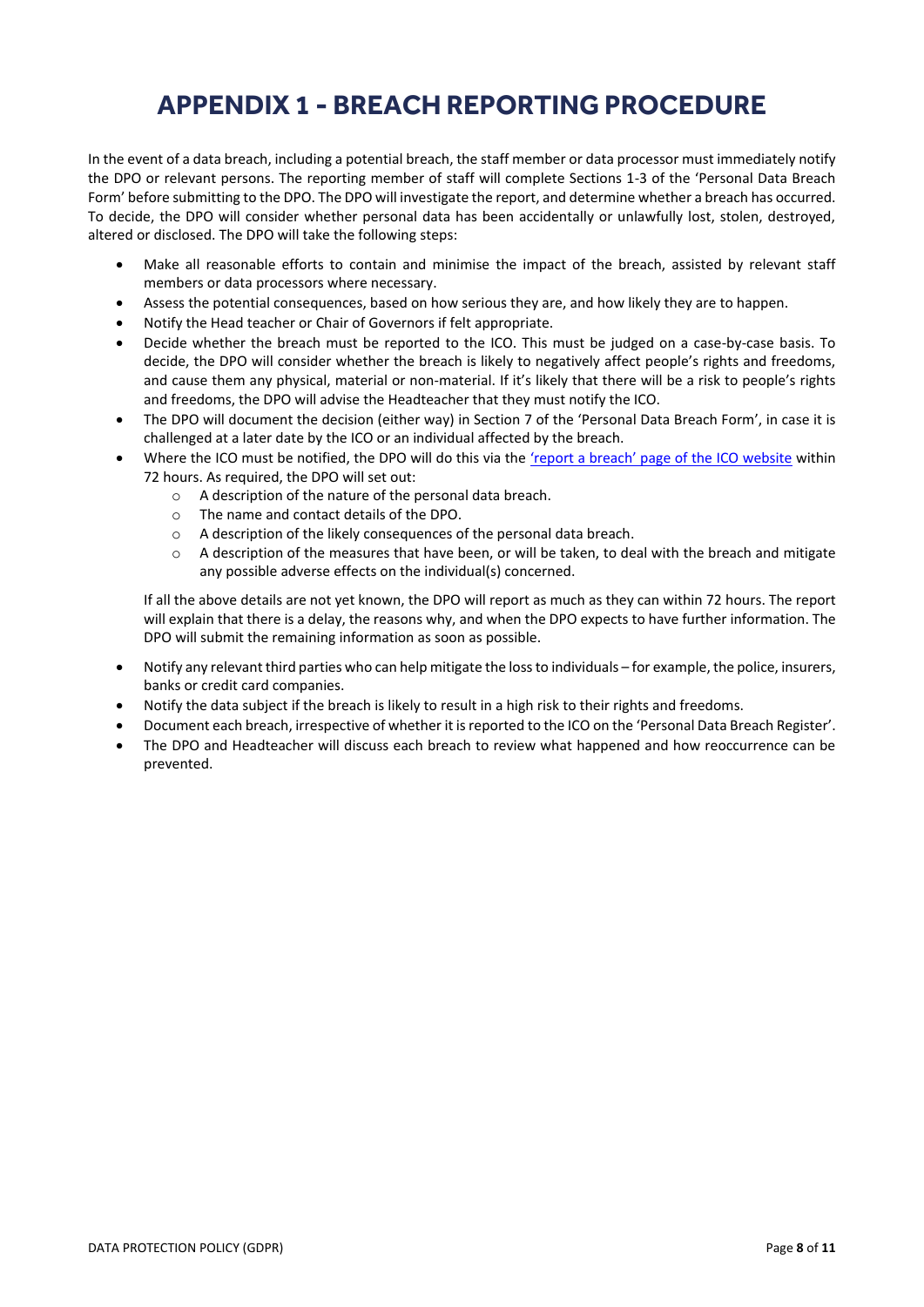# APPENDIX 1 - BREACH REPORTING PROCEDURE

In the event of a data breach, including a potential breach, the staff member or data processor must immediately notify the DPO or relevant persons. The reporting member of staff will complete Sections 1-3 of the 'Personal Data Breach Form' before submitting to the DPO. The DPO will investigate the report, and determine whether a breach has occurred. To decide, the DPO will consider whether personal data has been accidentally or unlawfully lost, stolen, destroyed, altered or disclosed. The DPO will take the following steps:

- Make all reasonable efforts to contain and minimise the impact of the breach, assisted by relevant staff members or data processors where necessary.
- Assess the potential consequences, based on how serious they are, and how likely they are to happen.
- Notify the Head teacher or Chair of Governors if felt appropriate.
- Decide whether the breach must be reported to the ICO. This must be judged on a case-by-case basis. To decide, the DPO will consider whether the breach is likely to negatively affect people's rights and freedoms, and cause them any physical, material or non-material. If it's likely that there will be a risk to people's rights and freedoms, the DPO will advise the Headteacher that they must notify the ICO.
- The DPO will document the decision (either way) in Section 7 of the 'Personal Data Breach Form', in case it is challenged at a later date by the ICO or an individual affected by the breach.
- Where the ICO must be notified, the DPO will do this via the 'report a breach' page of the ICO website within 72 hours. As required, the DPO will set out:
  - A description of the nature of the personal data breach.
  - The name and contact details of the DPO.
  - A description of the likely consequences of the personal data breach.
  - A description of the measures that have been, or will be taken, to deal with the breach and mitigate any possible adverse effects on the individual(s) concerned.

  If all the above details are not yet known, the DPO will report as much as they can within 72 hours. The report will explain that there is a delay, the reasons why, and when the DPO expects to have further information. The DPO will submit the remaining information as soon as possible.

- Notify any relevant third parties who can help mitigate the loss to individuals – for example, the police, insurers, banks or credit card companies.
- Notify the data subject if the breach is likely to result in a high risk to their rights and freedoms.
- Document each breach, irrespective of whether it is reported to the ICO on the 'Personal Data Breach Register'.
- The DPO and Headteacher will discuss each breach to review what happened and how reoccurrence can be prevented.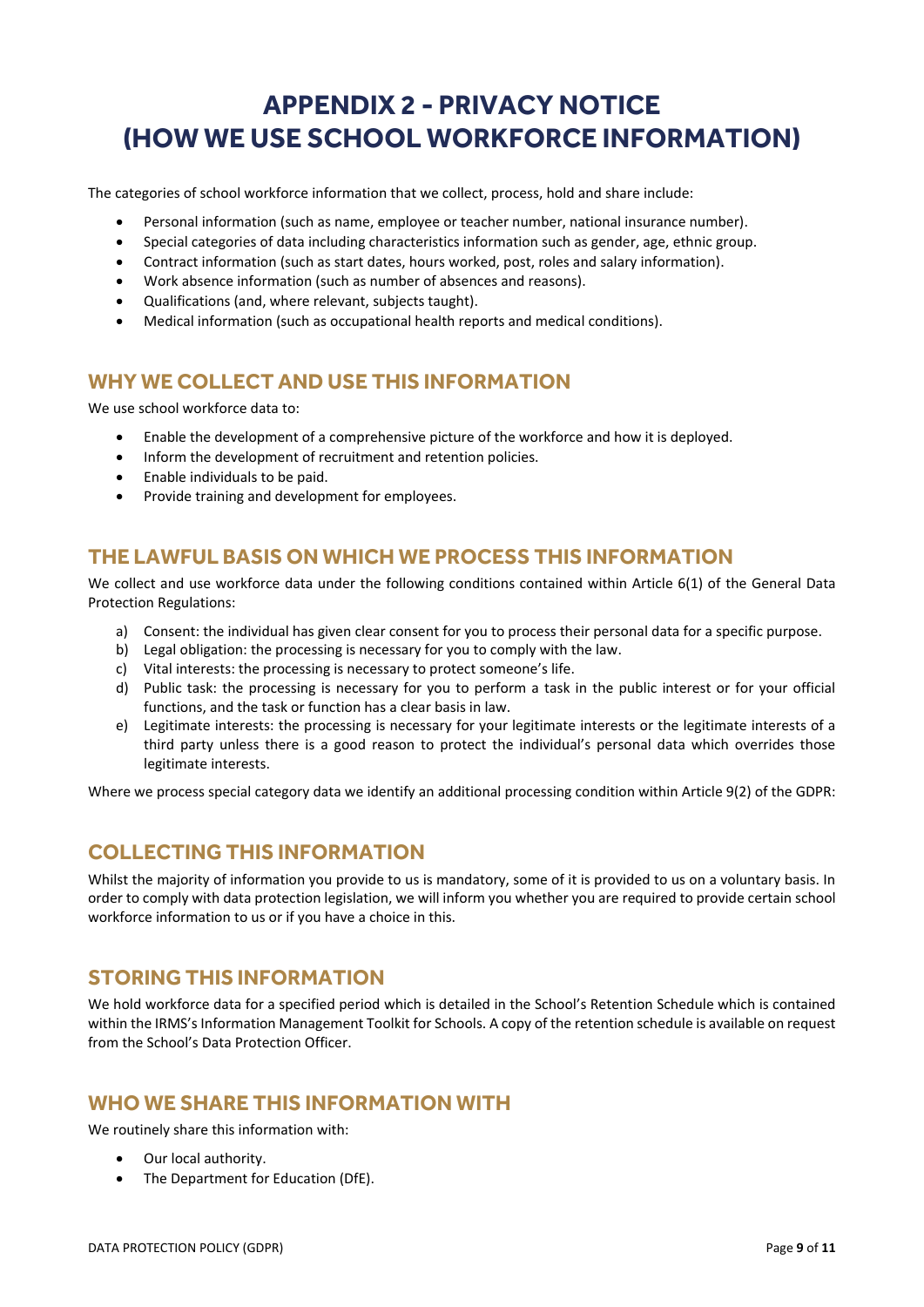# APPENDIX 2 - PRIVACY NOTICE (HOW WE USE SCHOOL WORKFORCE INFORMATION)

The categories of school workforce information that we collect, process, hold and share include:

- Personal information (such as name, employee or teacher number, national insurance number).
- Special categories of data including characteristics information such as gender, age, ethnic group.
- Contract information (such as start dates, hours worked, post, roles and salary information).
- Work absence information (such as number of absences and reasons).
- Qualifications (and, where relevant, subjects taught).
- Medical information (such as occupational health reports and medical conditions).

## WHY WE COLLECT AND USE THIS INFORMATION

We use school workforce data to:

- Enable the development of a comprehensive picture of the workforce and how it is deployed.
- Inform the development of recruitment and retention policies.
- Enable individuals to be paid.
- Provide training and development for employees.

## THE LAWFUL BASIS ON WHICH WE PROCESS THIS INFORMATION

We collect and use workforce data under the following conditions contained within Article 6(1) of the General Data Protection Regulations:

a) Consent: the individual has given clear consent for you to process their personal data for a specific purpose.
b) Legal obligation: the processing is necessary for you to comply with the law.
c) Vital interests: the processing is necessary to protect someone's life.
d) Public task: the processing is necessary for you to perform a task in the public interest or for your official functions, and the task or function has a clear basis in law.
e) Legitimate interests: the processing is necessary for your legitimate interests or the legitimate interests of a third party unless there is a good reason to protect the individual's personal data which overrides those legitimate interests.

Where we process special category data we identify an additional processing condition within Article 9(2) of the GDPR:

## COLLECTING THIS INFORMATION

Whilst the majority of information you provide to us is mandatory, some of it is provided to us on a voluntary basis. In order to comply with data protection legislation, we will inform you whether you are required to provide certain school workforce information to us or if you have a choice in this.

## STORING THIS INFORMATION

We hold workforce data for a specified period which is detailed in the School's Retention Schedule which is contained within the IRMS's Information Management Toolkit for Schools. A copy of the retention schedule is available on request from the School's Data Protection Officer.

## WHO WE SHARE THIS INFORMATION WITH

We routinely share this information with:

- Our local authority.
- The Department for Education (DfE).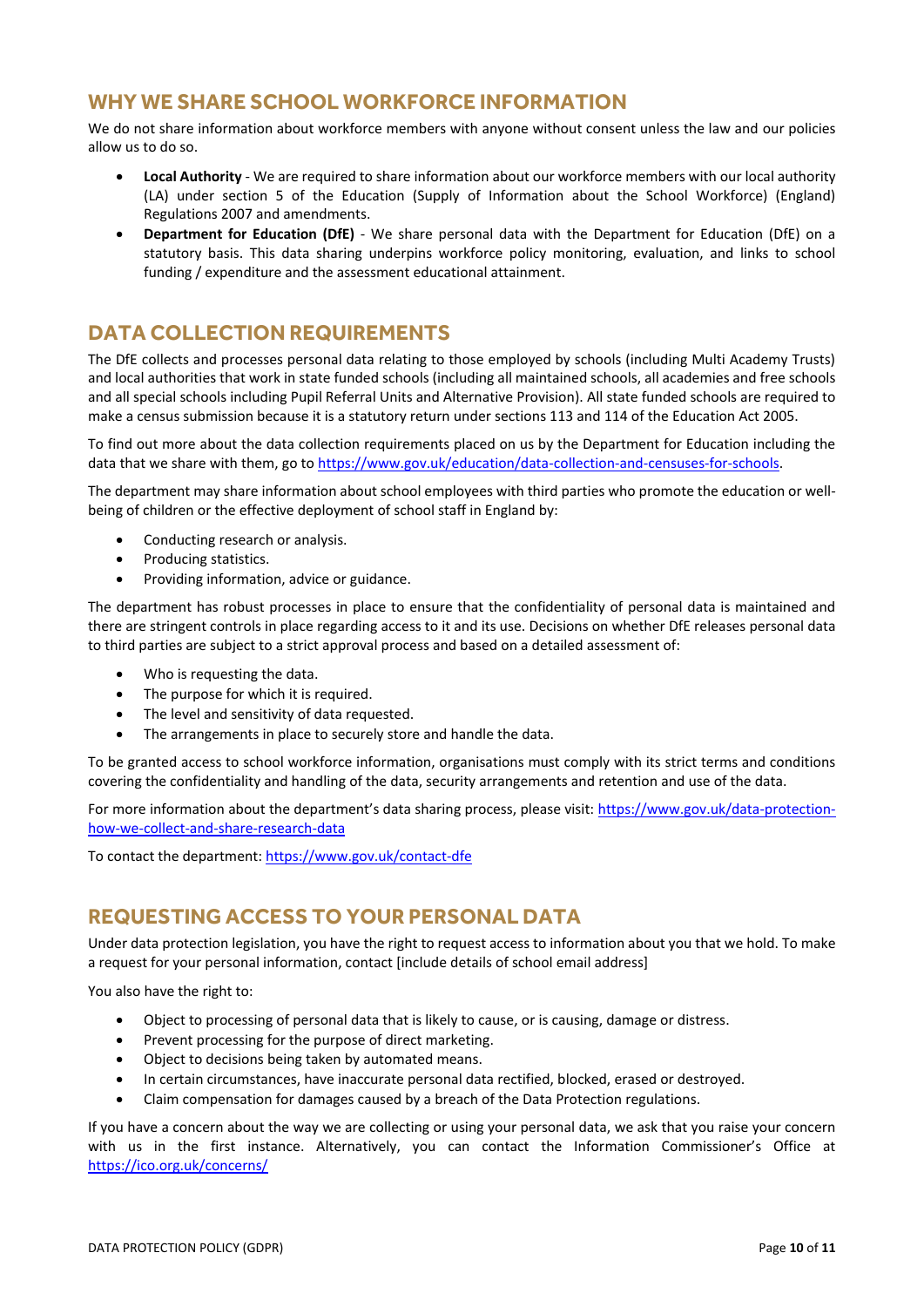## WHY WE SHARE SCHOOL WORKFORCE INFORMATION

We do not share information about workforce members with anyone without consent unless the law and our policies allow us to do so.

- **Local Authority** - We are required to share information about our workforce members with our local authority (LA) under section 5 of the Education (Supply of Information about the School Workforce) (England) Regulations 2007 and amendments.
- **Department for Education (DfE)** - We share personal data with the Department for Education (DfE) on a statutory basis. This data sharing underpins workforce policy monitoring, evaluation, and links to school funding / expenditure and the assessment educational attainment.

## DATA COLLECTION REQUIREMENTS

The DfE collects and processes personal data relating to those employed by schools (including Multi Academy Trusts) and local authorities that work in state funded schools (including all maintained schools, all academies and free schools and all special schools including Pupil Referral Units and Alternative Provision). All state funded schools are required to make a census submission because it is a statutory return under sections 113 and 114 of the Education Act 2005.

To find out more about the data collection requirements placed on us by the Department for Education including the data that we share with them, go to https://www.gov.uk/education/data-collection-and-censuses-for-schools.

The department may share information about school employees with third parties who promote the education or well-being of children or the effective deployment of school staff in England by:

- Conducting research or analysis.
- Producing statistics.
- Providing information, advice or guidance.

The department has robust processes in place to ensure that the confidentiality of personal data is maintained and there are stringent controls in place regarding access to it and its use. Decisions on whether DfE releases personal data to third parties are subject to a strict approval process and based on a detailed assessment of:

- Who is requesting the data.
- The purpose for which it is required.
- The level and sensitivity of data requested.
- The arrangements in place to securely store and handle the data.

To be granted access to school workforce information, organisations must comply with its strict terms and conditions covering the confidentiality and handling of the data, security arrangements and retention and use of the data.

For more information about the department's data sharing process, please visit: https://www.gov.uk/data-protection-how-we-collect-and-share-research-data

To contact the department: https://www.gov.uk/contact-dfe

## REQUESTING ACCESS TO YOUR PERSONAL DATA

Under data protection legislation, you have the right to request access to information about you that we hold. To make a request for your personal information, contact [include details of school email address]

You also have the right to:

- Object to processing of personal data that is likely to cause, or is causing, damage or distress.
- Prevent processing for the purpose of direct marketing.
- Object to decisions being taken by automated means.
- In certain circumstances, have inaccurate personal data rectified, blocked, erased or destroyed.
- Claim compensation for damages caused by a breach of the Data Protection regulations.

If you have a concern about the way we are collecting or using your personal data, we ask that you raise your concern with us in the first instance. Alternatively, you can contact the Information Commissioner's Office at https://ico.org.uk/concerns/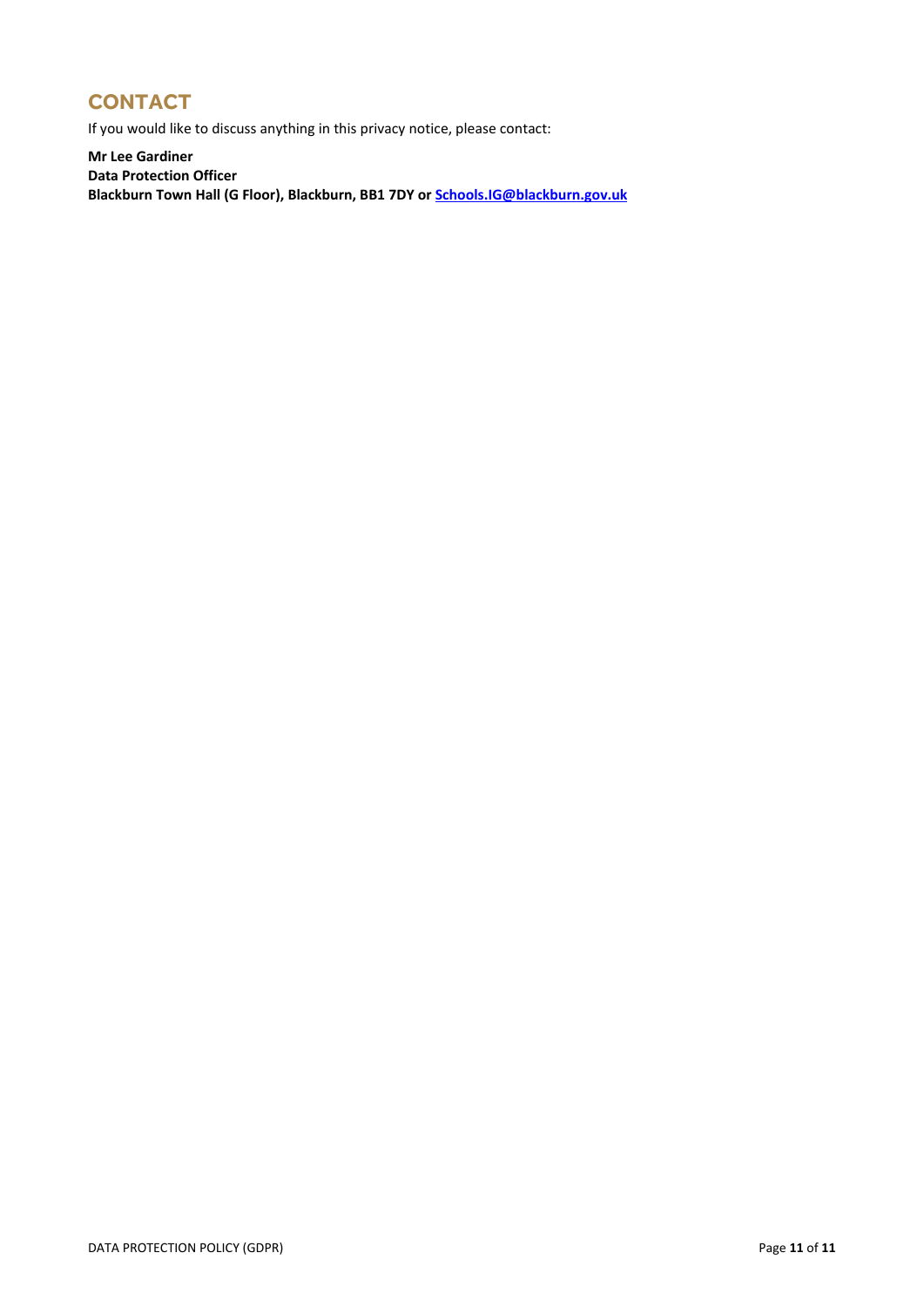## CONTACT

If you would like to discuss anything in this privacy notice, please contact:

**Mr Lee Gardiner**
**Data Protection Officer**
**Blackburn Town Hall (G Floor), Blackburn, BB1 7DY or [Schools.IG@blackburn.gov.uk](mailto:Schools.IG@blackburn.gov.uk)**